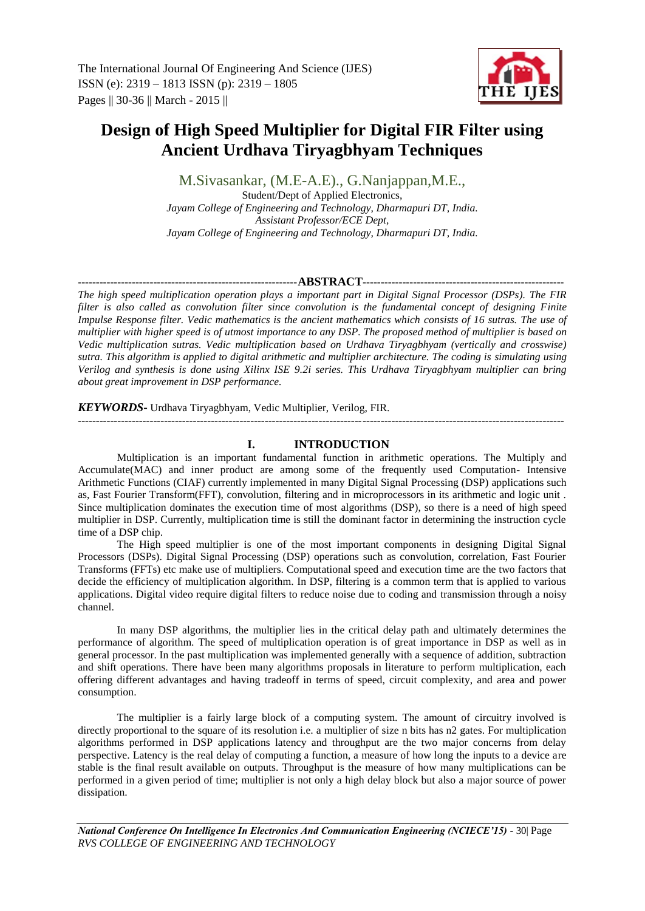# Design of High Speed Multiplier for Digital FIR Filter using Ancient Urdhava Tiryagbhyam Techniques

M.Sivasankar, (M.E-A.E)., G.Nanjappan,M.E.,

Student/Dept of Applied Electronics,
*Jayam College of Engineering and Technology, Dharmapuri DT, India.*
*Assistant Professor/ECE Dept,*
*Jayam College of Engineering and Technology, Dharmapuri DT, India.*

## ABSTRACT

*The high speed multiplication operation plays a important part in Digital Signal Processor (DSPs). The FIR filter is also called as convolution filter since convolution is the fundamental concept of designing Finite Impulse Response filter. Vedic mathematics is the ancient mathematics which consists of 16 sutras. The use of multiplier with higher speed is of utmost importance to any DSP. The proposed method of multiplier is based on Vedic multiplication sutras. Vedic multiplication based on Urdhava Tiryagbhyam (vertically and crosswise) sutra. This algorithm is applied to digital arithmetic and multiplier architecture. The coding is simulating using Verilog and synthesis is done using Xilinx ISE 9.2i series. This Urdhava Tiryagbhyam multiplier can bring about great improvement in DSP performance.*

***KEYWORDS-*** Urdhava Tiryagbhyam, Vedic Multiplier, Verilog, FIR.

## I. INTRODUCTION

Multiplication is an important fundamental function in arithmetic operations. The Multiply and Accumulate(MAC) and inner product are among some of the frequently used Computation- Intensive Arithmetic Functions (CIAF) currently implemented in many Digital Signal Processing (DSP) applications such as, Fast Fourier Transform(FFT), convolution, filtering and in microprocessors in its arithmetic and logic unit . Since multiplication dominates the execution time of most algorithms (DSP), so there is a need of high speed multiplier in DSP. Currently, multiplication time is still the dominant factor in determining the instruction cycle time of a DSP chip.

The High speed multiplier is one of the most important components in designing Digital Signal Processors (DSPs). Digital Signal Processing (DSP) operations such as convolution, correlation, Fast Fourier Transforms (FFTs) etc make use of multipliers. Computational speed and execution time are the two factors that decide the efficiency of multiplication algorithm. In DSP, filtering is a common term that is applied to various applications. Digital video require digital filters to reduce noise due to coding and transmission through a noisy channel.

In many DSP algorithms, the multiplier lies in the critical delay path and ultimately determines the performance of algorithm. The speed of multiplication operation is of great importance in DSP as well as in general processor. In the past multiplication was implemented generally with a sequence of addition, subtraction and shift operations. There have been many algorithms proposals in literature to perform multiplication, each offering different advantages and having tradeoff in terms of speed, circuit complexity, and area and power consumption.

The multiplier is a fairly large block of a computing system. The amount of circuitry involved is directly proportional to the square of its resolution i.e. a multiplier of size n bits has n2 gates. For multiplication algorithms performed in DSP applications latency and throughput are the two major concerns from delay perspective. Latency is the real delay of computing a function, a measure of how long the inputs to a device are stable is the final result available on outputs. Throughput is the measure of how many multiplications can be performed in a given period of time; multiplier is not only a high delay block but also a major source of power dissipation.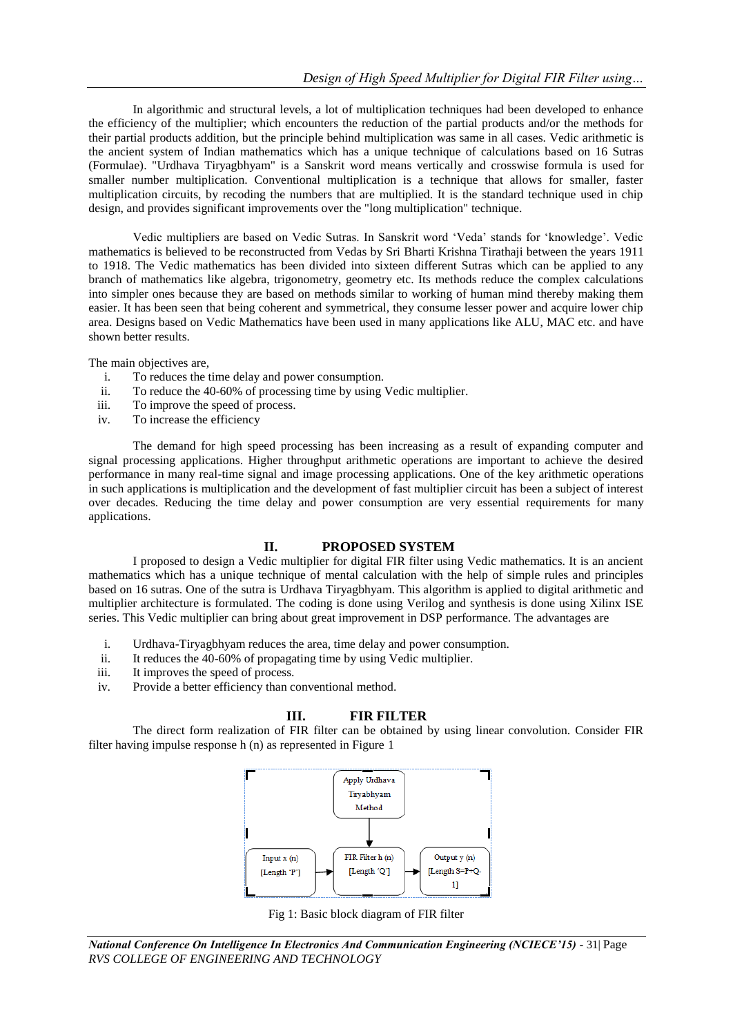In algorithmic and structural levels, a lot of multiplication techniques had been developed to enhance the efficiency of the multiplier; which encounters the reduction of the partial products and/or the methods for their partial products addition, but the principle behind multiplication was same in all cases. Vedic arithmetic is the ancient system of Indian mathematics which has a unique technique of calculations based on 16 Sutras (Formulae). "Urdhava Tiryagbhyam" is a Sanskrit word means vertically and crosswise formula is used for smaller number multiplication. Conventional multiplication is a technique that allows for smaller, faster multiplication circuits, by recoding the numbers that are multiplied. It is the standard technique used in chip design, and provides significant improvements over the "long multiplication" technique.

Vedic multipliers are based on Vedic Sutras. In Sanskrit word 'Veda' stands for 'knowledge'. Vedic mathematics is believed to be reconstructed from Vedas by Sri Bharti Krishna Tirathaji between the years 1911 to 1918. The Vedic mathematics has been divided into sixteen different Sutras which can be applied to any branch of mathematics like algebra, trigonometry, geometry etc. Its methods reduce the complex calculations into simpler ones because they are based on methods similar to working of human mind thereby making them easier. It has been seen that being coherent and symmetrical, they consume lesser power and acquire lower chip area. Designs based on Vedic Mathematics have been used in many applications like ALU, MAC etc. and have shown better results.

The main objectives are,

i. To reduces the time delay and power consumption.
ii. To reduce the 40-60% of processing time by using Vedic multiplier.
iii. To improve the speed of process.
iv. To increase the efficiency

The demand for high speed processing has been increasing as a result of expanding computer and signal processing applications. Higher throughput arithmetic operations are important to achieve the desired performance in many real-time signal and image processing applications. One of the key arithmetic operations in such applications is multiplication and the development of fast multiplier circuit has been a subject of interest over decades. Reducing the time delay and power consumption are very essential requirements for many applications.

## II. PROPOSED SYSTEM

I proposed to design a Vedic multiplier for digital FIR filter using Vedic mathematics. It is an ancient mathematics which has a unique technique of mental calculation with the help of simple rules and principles based on 16 sutras. One of the sutra is Urdhava Tiryagbhyam. This algorithm is applied to digital arithmetic and multiplier architecture is formulated. The coding is done using Verilog and synthesis is done using Xilinx ISE series. This Vedic multiplier can bring about great improvement in DSP performance. The advantages are

i. Urdhava-Tiryagbhyam reduces the area, time delay and power consumption.
ii. It reduces the 40-60% of propagating time by using Vedic multiplier.
iii. It improves the speed of process.
iv. Provide a better efficiency than conventional method.

## III. FIR FILTER

The direct form realization of FIR filter can be obtained by using linear convolution. Consider FIR filter having impulse response h (n) as represented in Figure 1

Apply Urdhava Tiryabhyam Method

Input x (n) [Length 'P'] → FIR Filter h (n) [Length 'Q'] → Output y (n) [Length S=P+Q-1]

Fig 1: Basic block diagram of FIR filter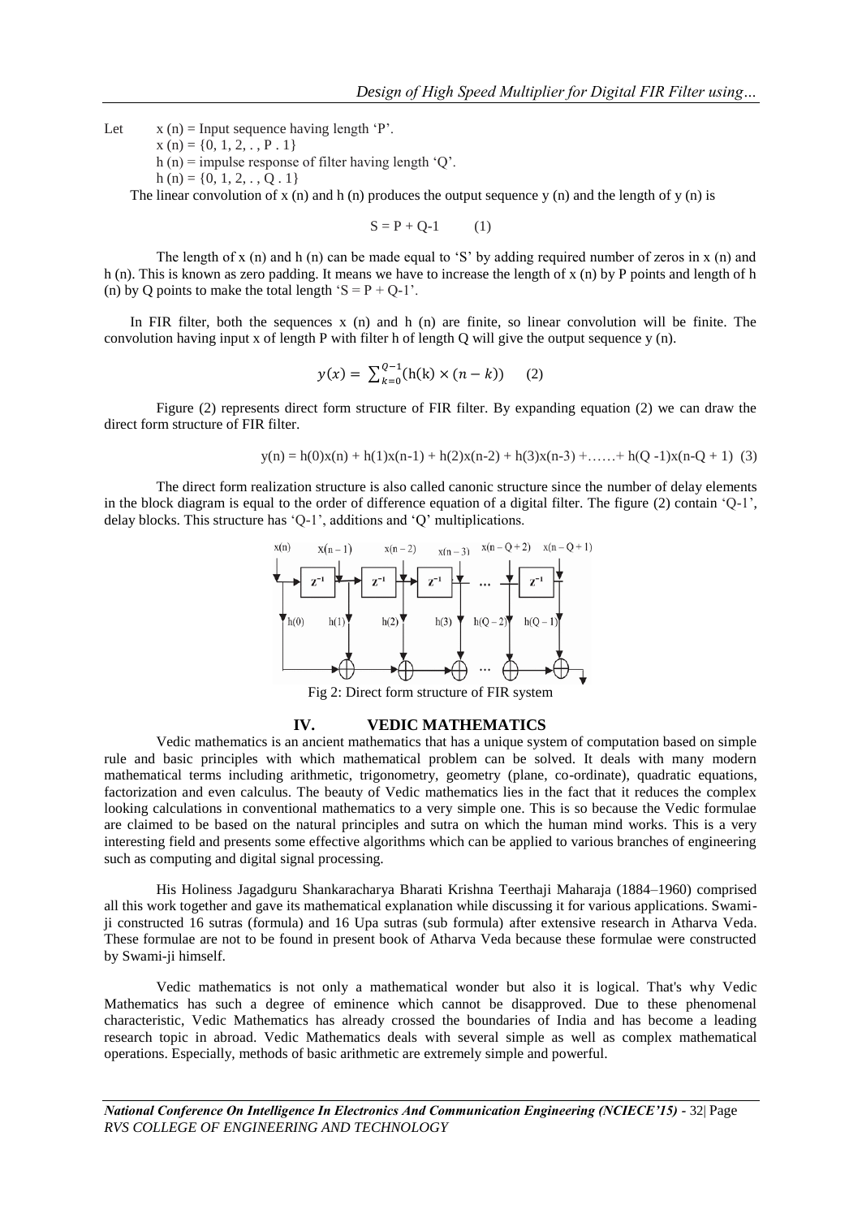Let $x(n)$ = Input sequence having length 'P'.

$x(n) = \{0, 1, 2, . , P . 1\}$

$h(n)$ = impulse response of filter having length 'Q'.

$h(n) = \{0, 1, 2, . , Q . 1\}$

The linear convolution of x (n) and h (n) produces the output sequence y (n) and the length of y (n) is

$$S = P + Q\text{-}1 \qquad (1)$$

The length of x (n) and h (n) can be made equal to 'S' by adding required number of zeros in x (n) and h (n). This is known as zero padding. It means we have to increase the length of x (n) by P points and length of h (n) by Q points to make the total length 'S = P + Q-1'.

In FIR filter, both the sequences x (n) and h (n) are finite, so linear convolution will be finite. The convolution having input x of length P with filter h of length Q will give the output sequence y (n).

$$y(x) = \sum_{k=0}^{Q-1}(\mathrm{h}(\mathrm{k}) \times (n-k)) \qquad (2)$$

Figure (2) represents direct form structure of FIR filter. By expanding equation (2) we can draw the direct form structure of FIR filter.

$$y(n) = h(0)x(n) + h(1)x(n\text{-}1) + h(2)x(n\text{-}2) + h(3)x(n\text{-}3) + \ldots\ldots + h(Q\text{-}1)x(n\text{-}Q + 1) \quad (3)$$

The direct form realization structure is also called canonic structure since the number of delay elements in the block diagram is equal to the order of difference equation of a digital filter. The figure (2) contain 'Q-1', delay blocks. This structure has 'Q-1', additions and 'Q' multiplications.

Fig 2: Direct form structure of FIR system

## IV. VEDIC MATHEMATICS

Vedic mathematics is an ancient mathematics that has a unique system of computation based on simple rule and basic principles with which mathematical problem can be solved. It deals with many modern mathematical terms including arithmetic, trigonometry, geometry (plane, co-ordinate), quadratic equations, factorization and even calculus. The beauty of Vedic mathematics lies in the fact that it reduces the complex looking calculations in conventional mathematics to a very simple one. This is so because the Vedic formulae are claimed to be based on the natural principles and sutra on which the human mind works. This is a very interesting field and presents some effective algorithms which can be applied to various branches of engineering such as computing and digital signal processing.

His Holiness Jagadguru Shankaracharya Bharati Krishna Teerthaji Maharaja (1884–1960) comprised all this work together and gave its mathematical explanation while discussing it for various applications. Swami-ji constructed 16 sutras (formula) and 16 Upa sutras (sub formula) after extensive research in Atharva Veda. These formulae are not to be found in present book of Atharva Veda because these formulae were constructed by Swami-ji himself.

Vedic mathematics is not only a mathematical wonder but also it is logical. That's why Vedic Mathematics has such a degree of eminence which cannot be disapproved. Due to these phenomenal characteristic, Vedic Mathematics has already crossed the boundaries of India and has become a leading research topic in abroad. Vedic Mathematics deals with several simple as well as complex mathematical operations. Especially, methods of basic arithmetic are extremely simple and powerful.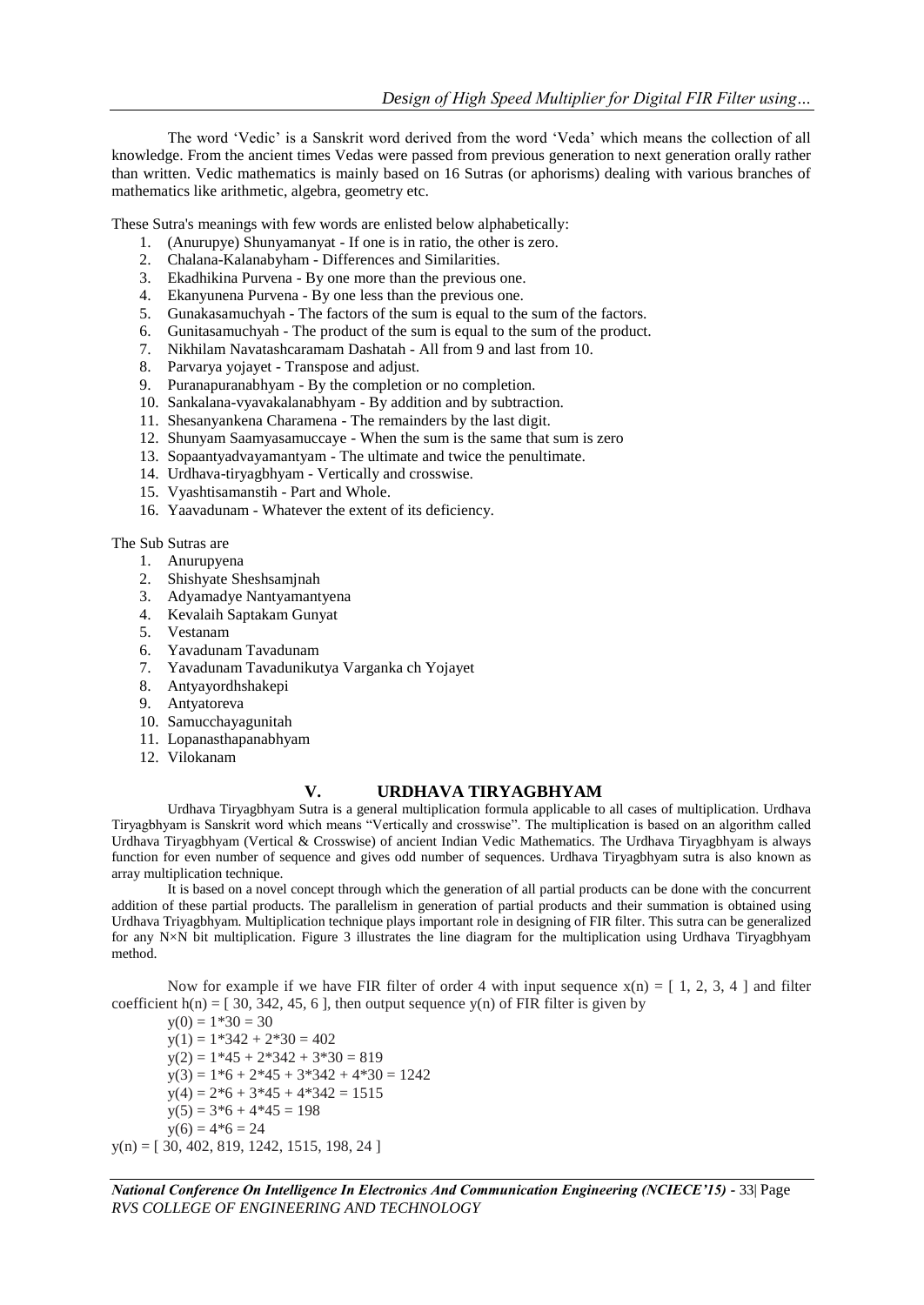The word 'Vedic' is a Sanskrit word derived from the word 'Veda' which means the collection of all knowledge. From the ancient times Vedas were passed from previous generation to next generation orally rather than written. Vedic mathematics is mainly based on 16 Sutras (or aphorisms) dealing with various branches of mathematics like arithmetic, algebra, geometry etc.

These Sutra's meanings with few words are enlisted below alphabetically:

1. (Anurupye) Shunyamanyat - If one is in ratio, the other is zero.
2. Chalana-Kalanabyham - Differences and Similarities.
3. Ekadhikina Purvena - By one more than the previous one.
4. Ekanyunena Purvena - By one less than the previous one.
5. Gunakasamuchyah - The factors of the sum is equal to the sum of the factors.
6. Gunitasamuchyah - The product of the sum is equal to the sum of the product.
7. Nikhilam Navatashcaramam Dashatah - All from 9 and last from 10.
8. Parvarya yojayet - Transpose and adjust.
9. Puranapuranabhyam - By the completion or no completion.
10. Sankalana-vyavakalanabhyam - By addition and by subtraction.
11. Shesanyankena Charamena - The remainders by the last digit.
12. Shunyam Saamyasamuccaye - When the sum is the same that sum is zero
13. Sopaantyadvayamantyam - The ultimate and twice the penultimate.
14. Urdhava-tiryagbhyam - Vertically and crosswise.
15. Vyashtisamanstih - Part and Whole.
16. Yaavadunam - Whatever the extent of its deficiency.

The Sub Sutras are

1. Anurupyena
2. Shishyate Sheshsamjnah
3. Adyamadye Nantyamantyena
4. Kevalaih Saptakam Gunyat
5. Vestanam
6. Yavadunam Tavadunam
7. Yavadunam Tavadunikutya Varganka ch Yojayet
8. Antyayordhshakepi
9. Antyatoreva
10. Samucchayagunitah
11. Lopanasthapanabhyam
12. Vilokanam

## V. URDHAVA TIRYAGBHYAM

Urdhava Tiryagbhyam Sutra is a general multiplication formula applicable to all cases of multiplication. Urdhava Tiryagbhyam is Sanskrit word which means "Vertically and crosswise". The multiplication is based on an algorithm called Urdhava Tiryagbhyam (Vertical & Crosswise) of ancient Indian Vedic Mathematics. The Urdhava Tiryagbhyam is always function for even number of sequence and gives odd number of sequences. Urdhava Tiryagbhyam sutra is also known as array multiplication technique.

It is based on a novel concept through which the generation of all partial products can be done with the concurrent addition of these partial products. The parallelism in generation of partial products and their summation is obtained using Urdhava Triyagbhyam. Multiplication technique plays important role in designing of FIR filter. This sutra can be generalized for any N×N bit multiplication. Figure 3 illustrates the line diagram for the multiplication using Urdhava Tiryagbhyam method.

Now for example if we have FIR filter of order 4 with input sequence $x(n) = [ 1, 2, 3, 4 ]$ and filter coefficient $h(n) = [ 30, 342, 45, 6 ]$, then output sequence $y(n)$ of FIR filter is given by

$y(0) = 1*30 = 30$

$y(1) = 1*342 + 2*30 = 402$

$y(2) = 1*45 + 2*342 + 3*30 = 819$

$y(3) = 1*6 + 2*45 + 3*342 + 4*30 = 1242$

$y(4) = 2*6 + 3*45 + 4*342 = 1515$

$y(5) = 3*6 + 4*45 = 198$

$y(6) = 4*6 = 24$

$y(n) = [ 30, 402, 819, 1242, 1515, 198, 24 ]$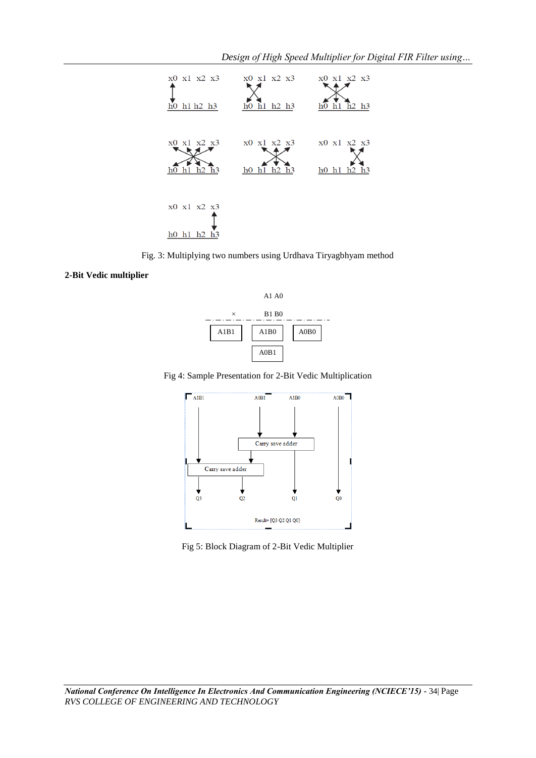Fig. 3: Multiplying two numbers using Urdhava Tiryagbhyam method

**2-Bit Vedic multiplier**

Fig 4: Sample Presentation for 2-Bit Vedic Multiplication

Fig 5: Block Diagram of 2-Bit Vedic Multiplier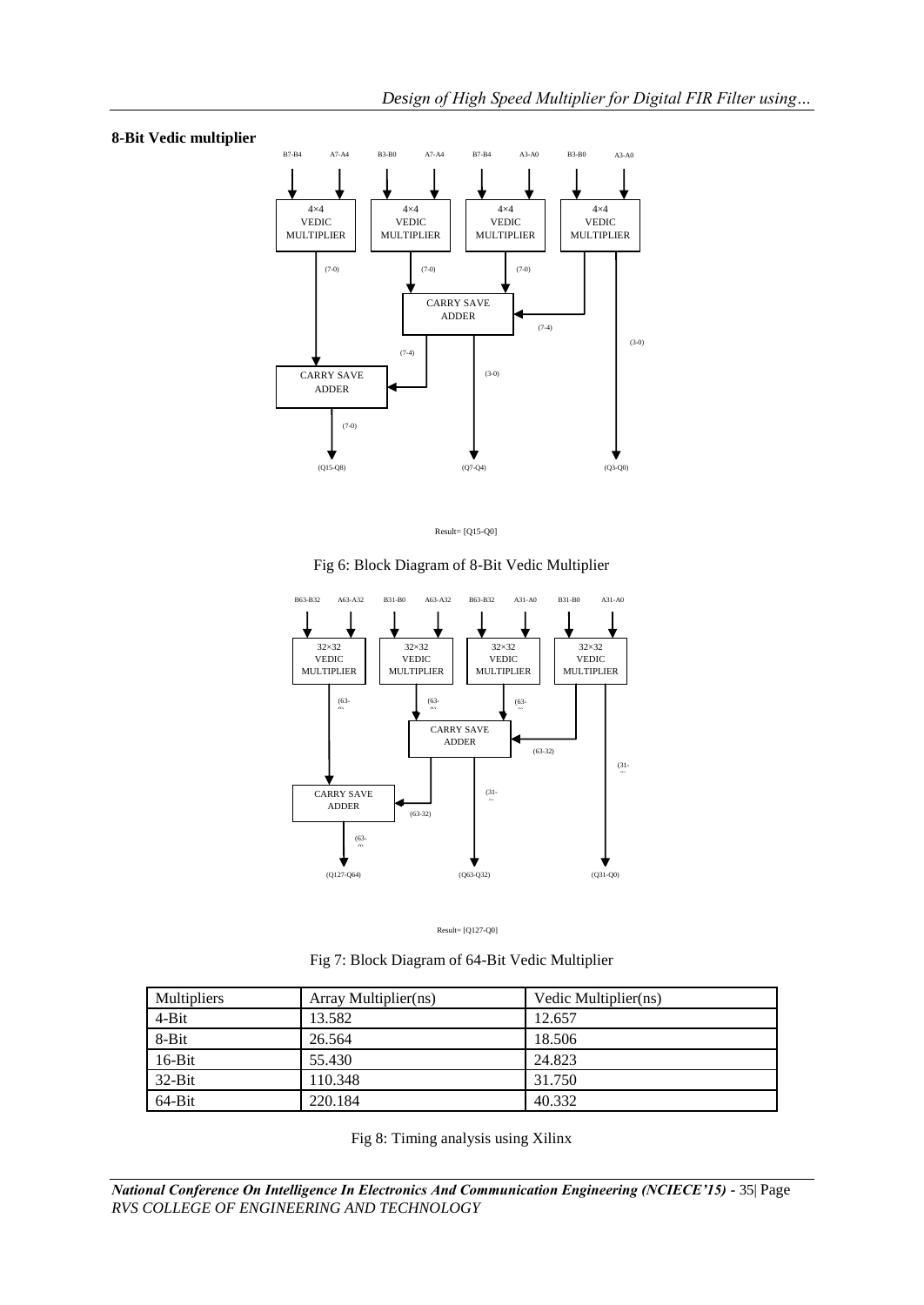**8-Bit Vedic multiplier**

Result= [Q15-Q0]

Fig 6: Block Diagram of 8-Bit Vedic Multiplier

Result= [Q127-Q0]

Fig 7: Block Diagram of 64-Bit Vedic Multiplier

| Multipliers | Array Multiplier(ns) | Vedic Multiplier(ns) |
|---|---|---|
| 4-Bit | 13.582 | 12.657 |
| 8-Bit | 26.564 | 18.506 |
| 16-Bit | 55.430 | 24.823 |
| 32-Bit | 110.348 | 31.750 |
| 64-Bit | 220.184 | 40.332 |

Fig 8: Timing analysis using Xilinx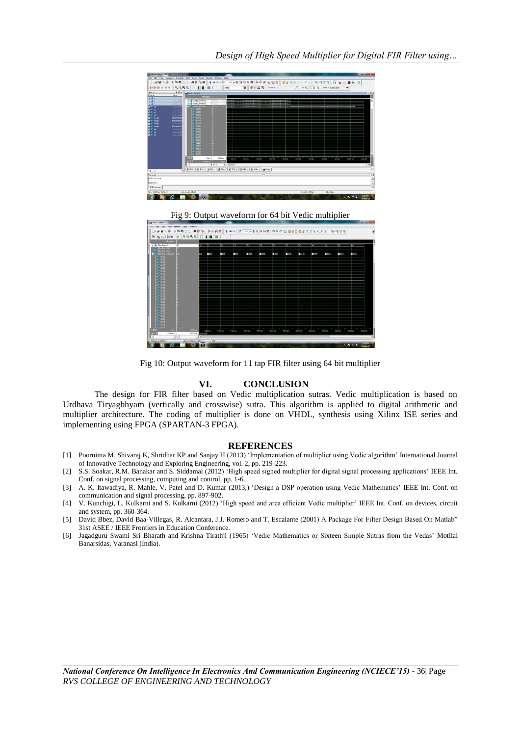Fig 9: Output waveform for 64 bit Vedic multiplier

Fig 10: Output waveform for 11 tap FIR filter using 64 bit multiplier

## VI. CONCLUSION

The design for FIR filter based on Vedic multiplication sutras. Vedic multiplication is based on Urdhava Tiryagbhyam (vertically and crosswise) sutra. This algorithm is applied to digital arithmetic and multiplier architecture. The coding of multiplier is done on VHDL, synthesis using Xilinx ISE series and implementing using FPGA (SPARTAN-3 FPGA).

## REFERENCES

[1] Poornima M, Shivaraj K, Shridhar KP and Sanjay H (2013) 'Implementation of multiplier using Vedic algorithm' International Journal of Innovative Technology and Exploring Engineering, vol. 2, pp. 219-223.

[2] S.S. Soakar, R.M. Banakar and S. Siddamal (2012) 'High speed signed multiplier for digital signal processing applications' IEEE Int. Conf. on signal processing, computing and control, pp. 1-6.

[3] A. K. Itawadiya, R. Mahle, V. Patel and D. Kumar (2013,) 'Design a DSP operation using Vedic Mathematics' IEEE Int. Conf. on communication and signal processing, pp. 897-902.

[4] V. Kunchigi, L. Kulkarni and S. Kulkarni (2012) 'High speed and area efficient Vedic multiplier' IEEE Int. Conf. on devices, circuit and system, pp. 360-364.

[5] David Bbez, David Baa-Villegas, R. Alcantara, J.J. Romero and T. Escalante (2001) A Package For Filter Design Based On Matlab" 31st ASEE / IEEE Frontiers in Education Conference.

[6] Jagadguru Swami Sri Bharath and Krishna Tirathji (1965) 'Vedic Mathematics or Sixteen Simple Sutras from the Vedas' Motilal Banarsidas, Varanasi (India).